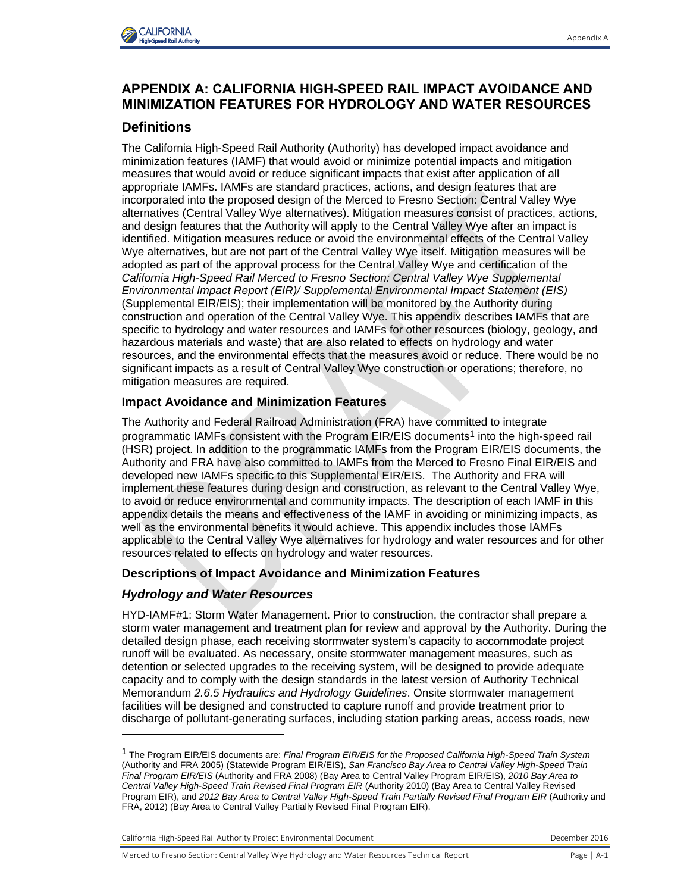# APPENDIX A: CALIFORNIA HIGH-SPEED RAIL IMPACT AVOIDANCE AND MINIMIZATION FEATURES FOR HYDROLOGY AND WATER RESOURCES

## Definitions

The California High-Speed Rail Authority (Authority) has developed impact avoidance and minimization features (IAMF) that would avoid or minimize potential impacts and mitigation measures that would avoid or reduce significant impacts that exist after application of all appropriate IAMFs. IAMFs are standard practices, actions, and design features that are incorporated into the proposed design of the Merced to Fresno Section: Central Valley Wye alternatives (Central Valley Wye alternatives). Mitigation measures consist of practices, actions, and design features that the Authority will apply to the Central Valley Wye after an impact is identified. Mitigation measures reduce or avoid the environmental effects of the Central Valley Wye alternatives, but are not part of the Central Valley Wye itself. Mitigation measures will be adopted as part of the approval process for the Central Valley Wye and certification of the *California High-Speed Rail Merced to Fresno Section: Central Valley Wye Supplemental Environmental Impact Report (EIR)/ Supplemental Environmental Impact Statement (EIS)* (Supplemental EIR/EIS); their implementation will be monitored by the Authority during construction and operation of the Central Valley Wye. This appendix describes IAMFs that are specific to hydrology and water resources and IAMFs for other resources (biology, geology, and hazardous materials and waste) that are also related to effects on hydrology and water resources, and the environmental effects that the measures avoid or reduce. There would be no significant impacts as a result of Central Valley Wye construction or operations; therefore, no mitigation measures are required.

### Impact Avoidance and Minimization Features

The Authority and Federal Railroad Administration (FRA) have committed to integrate programmatic IAMFs consistent with the Program EIR/EIS documents[1] into the high-speed rail (HSR) project. In addition to the programmatic IAMFs from the Program EIR/EIS documents, the Authority and FRA have also committed to IAMFs from the Merced to Fresno Final EIR/EIS and developed new IAMFs specific to this Supplemental EIR/EIS. The Authority and FRA will implement these features during design and construction, as relevant to the Central Valley Wye, to avoid or reduce environmental and community impacts. The description of each IAMF in this appendix details the means and effectiveness of the IAMF in avoiding or minimizing impacts, as well as the environmental benefits it would achieve. This appendix includes those IAMFs applicable to the Central Valley Wye alternatives for hydrology and water resources and for other resources related to effects on hydrology and water resources.

### Descriptions of Impact Avoidance and Minimization Features

### *Hydrology and Water Resources*

HYD-IAMF#1: Storm Water Management. Prior to construction, the contractor shall prepare a storm water management and treatment plan for review and approval by the Authority. During the detailed design phase, each receiving stormwater system's capacity to accommodate project runoff will be evaluated. As necessary, onsite stormwater management measures, such as detention or selected upgrades to the receiving system, will be designed to provide adequate capacity and to comply with the design standards in the latest version of Authority Technical Memorandum *2.6.5 Hydraulics and Hydrology Guidelines*. Onsite stormwater management facilities will be designed and constructed to capture runoff and provide treatment prior to discharge of pollutant-generating surfaces, including station parking areas, access roads, new

---

[1] The Program EIR/EIS documents are: *Final Program EIR/EIS for the Proposed California High-Speed Train System* (Authority and FRA 2005) (Statewide Program EIR/EIS), *San Francisco Bay Area to Central Valley High-Speed Train Final Program EIR/EIS* (Authority and FRA 2008) (Bay Area to Central Valley Program EIR/EIS), *2010 Bay Area to Central Valley High-Speed Train Revised Final Program EIR* (Authority 2010) (Bay Area to Central Valley Revised Program EIR), and *2012 Bay Area to Central Valley High-Speed Train Partially Revised Final Program EIR* (Authority and FRA, 2012) (Bay Area to Central Valley Partially Revised Final Program EIR).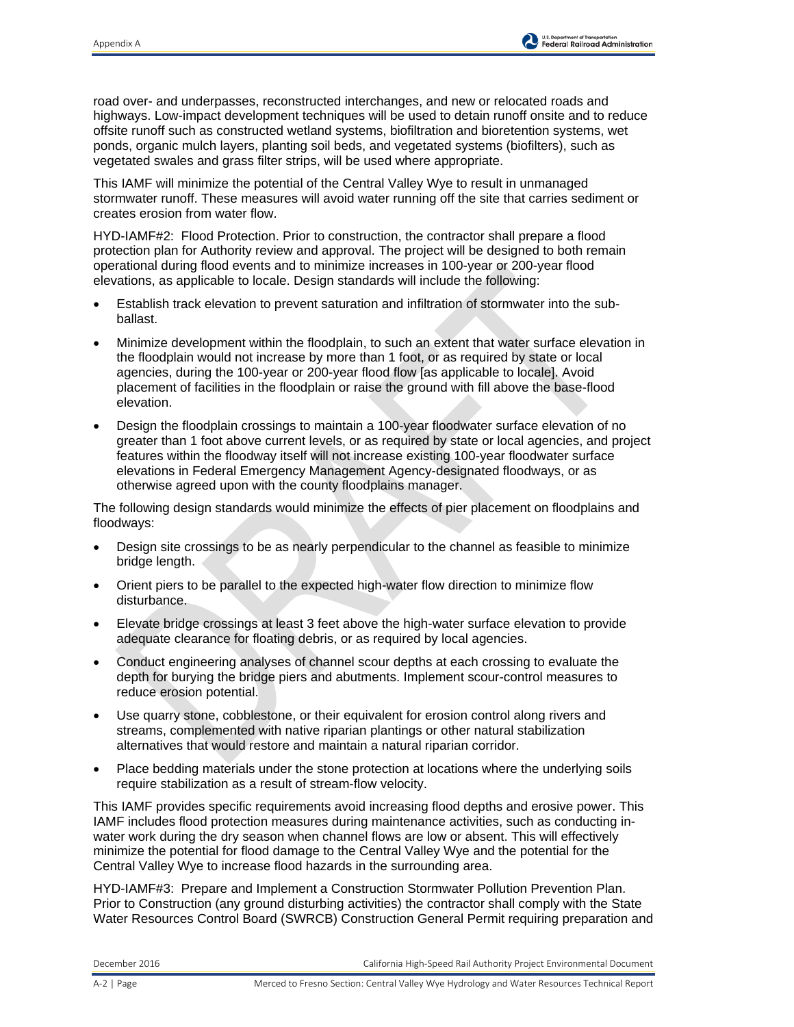road over- and underpasses, reconstructed interchanges, and new or relocated roads and highways. Low-impact development techniques will be used to detain runoff onsite and to reduce offsite runoff such as constructed wetland systems, biofiltration and bioretention systems, wet ponds, organic mulch layers, planting soil beds, and vegetated systems (biofilters), such as vegetated swales and grass filter strips, will be used where appropriate.

This IAMF will minimize the potential of the Central Valley Wye to result in unmanaged stormwater runoff. These measures will avoid water running off the site that carries sediment or creates erosion from water flow.

HYD-IAMF#2: Flood Protection. Prior to construction, the contractor shall prepare a flood protection plan for Authority review and approval. The project will be designed to both remain operational during flood events and to minimize increases in 100-year or 200-year flood elevations, as applicable to locale. Design standards will include the following:

- Establish track elevation to prevent saturation and infiltration of stormwater into the sub-ballast.
- Minimize development within the floodplain, to such an extent that water surface elevation in the floodplain would not increase by more than 1 foot, or as required by state or local agencies, during the 100-year or 200-year flood flow [as applicable to locale]. Avoid placement of facilities in the floodplain or raise the ground with fill above the base-flood elevation.
- Design the floodplain crossings to maintain a 100-year floodwater surface elevation of no greater than 1 foot above current levels, or as required by state or local agencies, and project features within the floodway itself will not increase existing 100-year floodwater surface elevations in Federal Emergency Management Agency-designated floodways, or as otherwise agreed upon with the county floodplains manager.

The following design standards would minimize the effects of pier placement on floodplains and floodways:

- Design site crossings to be as nearly perpendicular to the channel as feasible to minimize bridge length.
- Orient piers to be parallel to the expected high-water flow direction to minimize flow disturbance.
- Elevate bridge crossings at least 3 feet above the high-water surface elevation to provide adequate clearance for floating debris, or as required by local agencies.
- Conduct engineering analyses of channel scour depths at each crossing to evaluate the depth for burying the bridge piers and abutments. Implement scour-control measures to reduce erosion potential.
- Use quarry stone, cobblestone, or their equivalent for erosion control along rivers and streams, complemented with native riparian plantings or other natural stabilization alternatives that would restore and maintain a natural riparian corridor.
- Place bedding materials under the stone protection at locations where the underlying soils require stabilization as a result of stream-flow velocity.

This IAMF provides specific requirements avoid increasing flood depths and erosive power. This IAMF includes flood protection measures during maintenance activities, such as conducting in-water work during the dry season when channel flows are low or absent. This will effectively minimize the potential for flood damage to the Central Valley Wye and the potential for the Central Valley Wye to increase flood hazards in the surrounding area.

HYD-IAMF#3: Prepare and Implement a Construction Stormwater Pollution Prevention Plan. Prior to Construction (any ground disturbing activities) the contractor shall comply with the State Water Resources Control Board (SWRCB) Construction General Permit requiring preparation and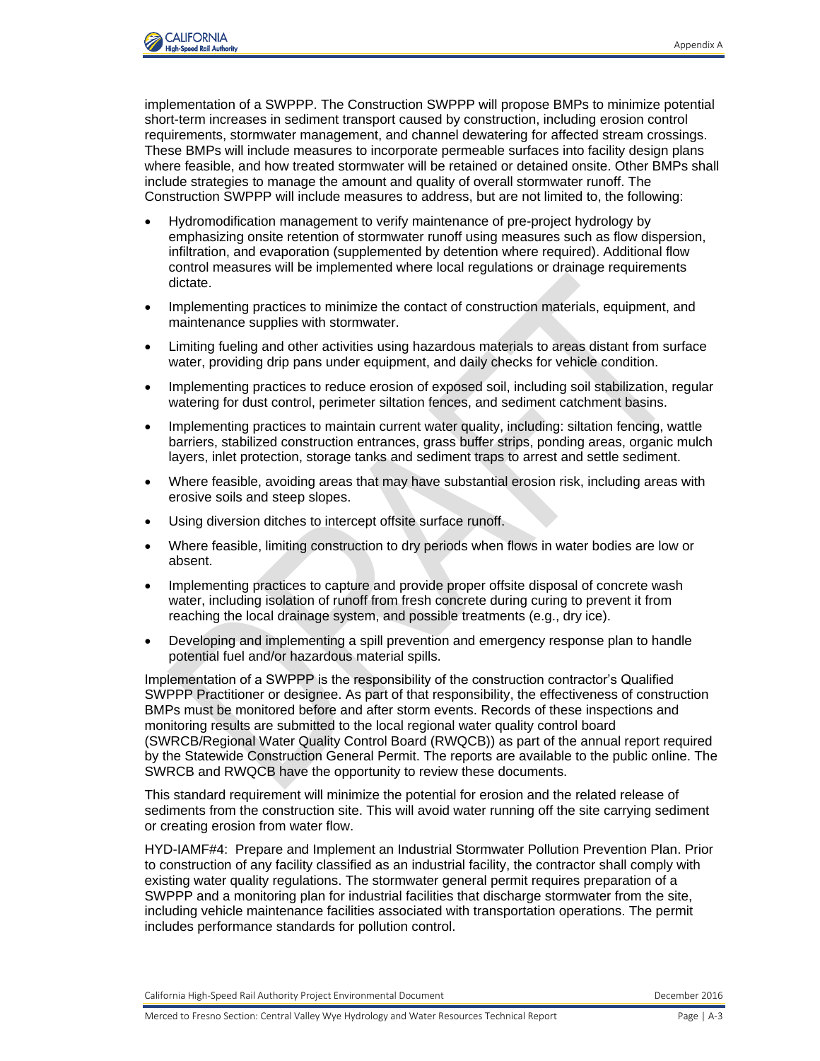implementation of a SWPPP. The Construction SWPPP will propose BMPs to minimize potential short-term increases in sediment transport caused by construction, including erosion control requirements, stormwater management, and channel dewatering for affected stream crossings. These BMPs will include measures to incorporate permeable surfaces into facility design plans where feasible, and how treated stormwater will be retained or detained onsite. Other BMPs shall include strategies to manage the amount and quality of overall stormwater runoff. The Construction SWPPP will include measures to address, but are not limited to, the following:

- Hydromodification management to verify maintenance of pre-project hydrology by emphasizing onsite retention of stormwater runoff using measures such as flow dispersion, infiltration, and evaporation (supplemented by detention where required). Additional flow control measures will be implemented where local regulations or drainage requirements dictate.
- Implementing practices to minimize the contact of construction materials, equipment, and maintenance supplies with stormwater.
- Limiting fueling and other activities using hazardous materials to areas distant from surface water, providing drip pans under equipment, and daily checks for vehicle condition.
- Implementing practices to reduce erosion of exposed soil, including soil stabilization, regular watering for dust control, perimeter siltation fences, and sediment catchment basins.
- Implementing practices to maintain current water quality, including: siltation fencing, wattle barriers, stabilized construction entrances, grass buffer strips, ponding areas, organic mulch layers, inlet protection, storage tanks and sediment traps to arrest and settle sediment.
- Where feasible, avoiding areas that may have substantial erosion risk, including areas with erosive soils and steep slopes.
- Using diversion ditches to intercept offsite surface runoff.
- Where feasible, limiting construction to dry periods when flows in water bodies are low or absent.
- Implementing practices to capture and provide proper offsite disposal of concrete wash water, including isolation of runoff from fresh concrete during curing to prevent it from reaching the local drainage system, and possible treatments (e.g., dry ice).
- Developing and implementing a spill prevention and emergency response plan to handle potential fuel and/or hazardous material spills.

Implementation of a SWPPP is the responsibility of the construction contractor's Qualified SWPPP Practitioner or designee. As part of that responsibility, the effectiveness of construction BMPs must be monitored before and after storm events. Records of these inspections and monitoring results are submitted to the local regional water quality control board (SWRCB/Regional Water Quality Control Board (RWQCB)) as part of the annual report required by the Statewide Construction General Permit. The reports are available to the public online. The SWRCB and RWQCB have the opportunity to review these documents.

This standard requirement will minimize the potential for erosion and the related release of sediments from the construction site. This will avoid water running off the site carrying sediment or creating erosion from water flow.

HYD-IAMF#4: Prepare and Implement an Industrial Stormwater Pollution Prevention Plan. Prior to construction of any facility classified as an industrial facility, the contractor shall comply with existing water quality regulations. The stormwater general permit requires preparation of a SWPPP and a monitoring plan for industrial facilities that discharge stormwater from the site, including vehicle maintenance facilities associated with transportation operations. The permit includes performance standards for pollution control.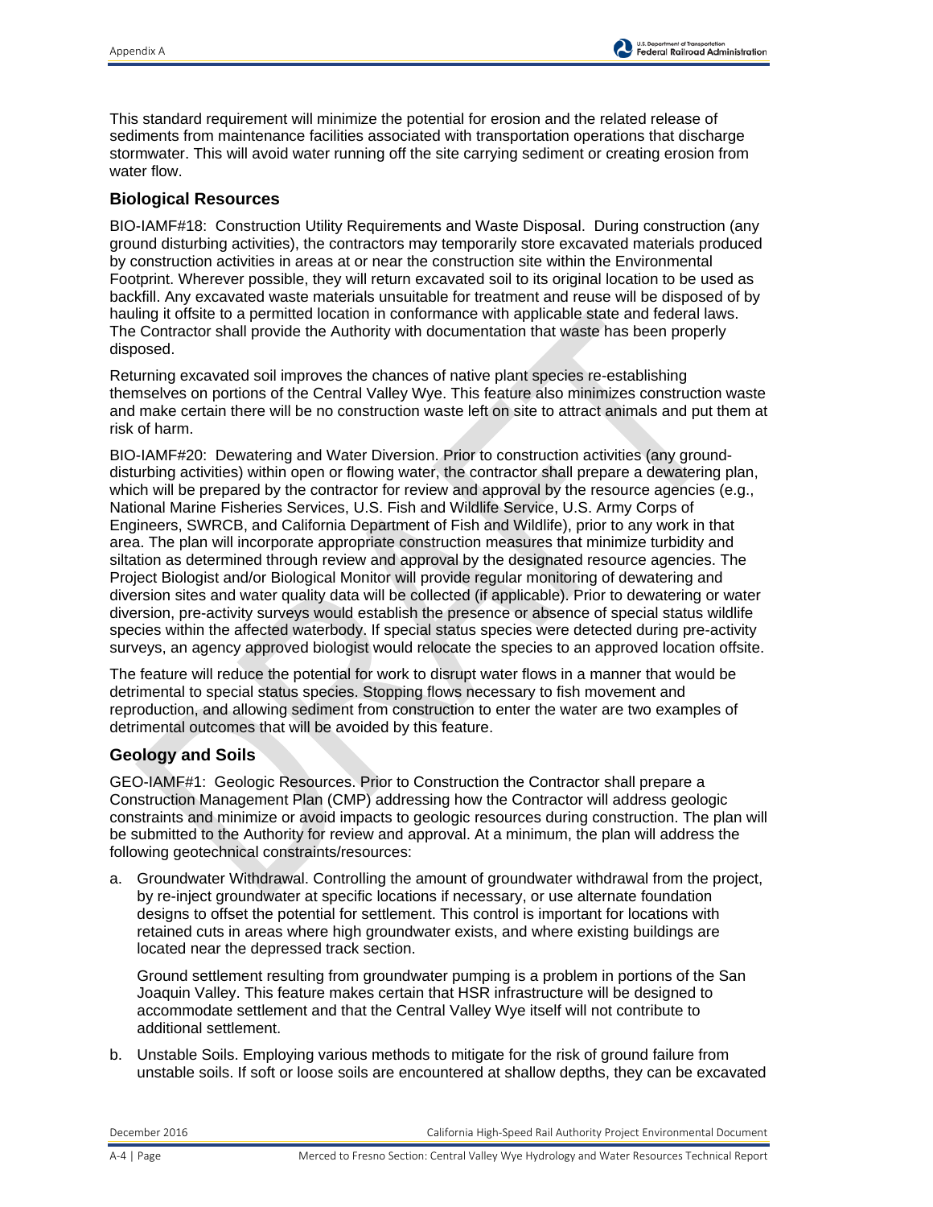This standard requirement will minimize the potential for erosion and the related release of sediments from maintenance facilities associated with transportation operations that discharge stormwater. This will avoid water running off the site carrying sediment or creating erosion from water flow.

### Biological Resources

BIO-IAMF#18: Construction Utility Requirements and Waste Disposal. During construction (any ground disturbing activities), the contractors may temporarily store excavated materials produced by construction activities in areas at or near the construction site within the Environmental Footprint. Wherever possible, they will return excavated soil to its original location to be used as backfill. Any excavated waste materials unsuitable for treatment and reuse will be disposed of by hauling it offsite to a permitted location in conformance with applicable state and federal laws. The Contractor shall provide the Authority with documentation that waste has been properly disposed.

Returning excavated soil improves the chances of native plant species re-establishing themselves on portions of the Central Valley Wye. This feature also minimizes construction waste and make certain there will be no construction waste left on site to attract animals and put them at risk of harm.

BIO-IAMF#20: Dewatering and Water Diversion. Prior to construction activities (any ground-disturbing activities) within open or flowing water, the contractor shall prepare a dewatering plan, which will be prepared by the contractor for review and approval by the resource agencies (e.g., National Marine Fisheries Services, U.S. Fish and Wildlife Service, U.S. Army Corps of Engineers, SWRCB, and California Department of Fish and Wildlife), prior to any work in that area. The plan will incorporate appropriate construction measures that minimize turbidity and siltation as determined through review and approval by the designated resource agencies. The Project Biologist and/or Biological Monitor will provide regular monitoring of dewatering and diversion sites and water quality data will be collected (if applicable). Prior to dewatering or water diversion, pre-activity surveys would establish the presence or absence of special status wildlife species within the affected waterbody. If special status species were detected during pre-activity surveys, an agency approved biologist would relocate the species to an approved location offsite.

The feature will reduce the potential for work to disrupt water flows in a manner that would be detrimental to special status species. Stopping flows necessary to fish movement and reproduction, and allowing sediment from construction to enter the water are two examples of detrimental outcomes that will be avoided by this feature.

### Geology and Soils

GEO-IAMF#1: Geologic Resources. Prior to Construction the Contractor shall prepare a Construction Management Plan (CMP) addressing how the Contractor will address geologic constraints and minimize or avoid impacts to geologic resources during construction. The plan will be submitted to the Authority for review and approval. At a minimum, the plan will address the following geotechnical constraints/resources:

a. Groundwater Withdrawal. Controlling the amount of groundwater withdrawal from the project, by re-inject groundwater at specific locations if necessary, or use alternate foundation designs to offset the potential for settlement. This control is important for locations with retained cuts in areas where high groundwater exists, and where existing buildings are located near the depressed track section.

   Ground settlement resulting from groundwater pumping is a problem in portions of the San Joaquin Valley. This feature makes certain that HSR infrastructure will be designed to accommodate settlement and that the Central Valley Wye itself will not contribute to additional settlement.

b. Unstable Soils. Employing various methods to mitigate for the risk of ground failure from unstable soils. If soft or loose soils are encountered at shallow depths, they can be excavated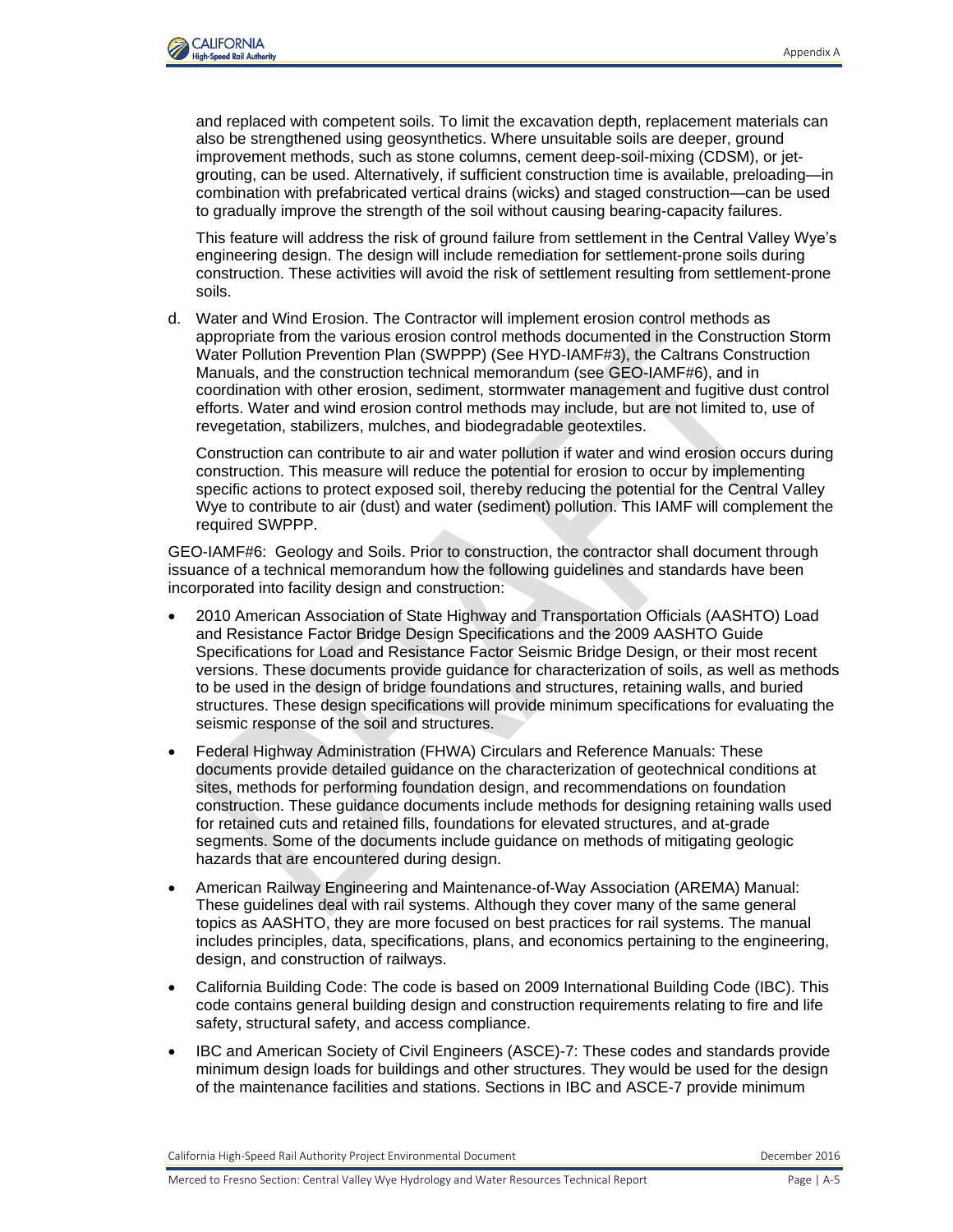and replaced with competent soils. To limit the excavation depth, replacement materials can also be strengthened using geosynthetics. Where unsuitable soils are deeper, ground improvement methods, such as stone columns, cement deep-soil-mixing (CDSM), or jet-grouting, can be used. Alternatively, if sufficient construction time is available, preloading—in combination with prefabricated vertical drains (wicks) and staged construction—can be used to gradually improve the strength of the soil without causing bearing-capacity failures.

This feature will address the risk of ground failure from settlement in the Central Valley Wye's engineering design. The design will include remediation for settlement-prone soils during construction. These activities will avoid the risk of settlement resulting from settlement-prone soils.

d. Water and Wind Erosion. The Contractor will implement erosion control methods as appropriate from the various erosion control methods documented in the Construction Storm Water Pollution Prevention Plan (SWPPP) (See HYD-IAMF#3), the Caltrans Construction Manuals, and the construction technical memorandum (see GEO-IAMF#6), and in coordination with other erosion, sediment, stormwater management and fugitive dust control efforts. Water and wind erosion control methods may include, but are not limited to, use of revegetation, stabilizers, mulches, and biodegradable geotextiles.

   Construction can contribute to air and water pollution if water and wind erosion occurs during construction. This measure will reduce the potential for erosion to occur by implementing specific actions to protect exposed soil, thereby reducing the potential for the Central Valley Wye to contribute to air (dust) and water (sediment) pollution. This IAMF will complement the required SWPPP.

GEO-IAMF#6: Geology and Soils. Prior to construction, the contractor shall document through issuance of a technical memorandum how the following guidelines and standards have been incorporated into facility design and construction:

- 2010 American Association of State Highway and Transportation Officials (AASHTO) Load and Resistance Factor Bridge Design Specifications and the 2009 AASHTO Guide Specifications for Load and Resistance Factor Seismic Bridge Design, or their most recent versions. These documents provide guidance for characterization of soils, as well as methods to be used in the design of bridge foundations and structures, retaining walls, and buried structures. These design specifications will provide minimum specifications for evaluating the seismic response of the soil and structures.
- Federal Highway Administration (FHWA) Circulars and Reference Manuals: These documents provide detailed guidance on the characterization of geotechnical conditions at sites, methods for performing foundation design, and recommendations on foundation construction. These guidance documents include methods for designing retaining walls used for retained cuts and retained fills, foundations for elevated structures, and at-grade segments. Some of the documents include guidance on methods of mitigating geologic hazards that are encountered during design.
- American Railway Engineering and Maintenance-of-Way Association (AREMA) Manual: These guidelines deal with rail systems. Although they cover many of the same general topics as AASHTO, they are more focused on best practices for rail systems. The manual includes principles, data, specifications, plans, and economics pertaining to the engineering, design, and construction of railways.
- California Building Code: The code is based on 2009 International Building Code (IBC). This code contains general building design and construction requirements relating to fire and life safety, structural safety, and access compliance.
- IBC and American Society of Civil Engineers (ASCE)-7: These codes and standards provide minimum design loads for buildings and other structures. They would be used for the design of the maintenance facilities and stations. Sections in IBC and ASCE-7 provide minimum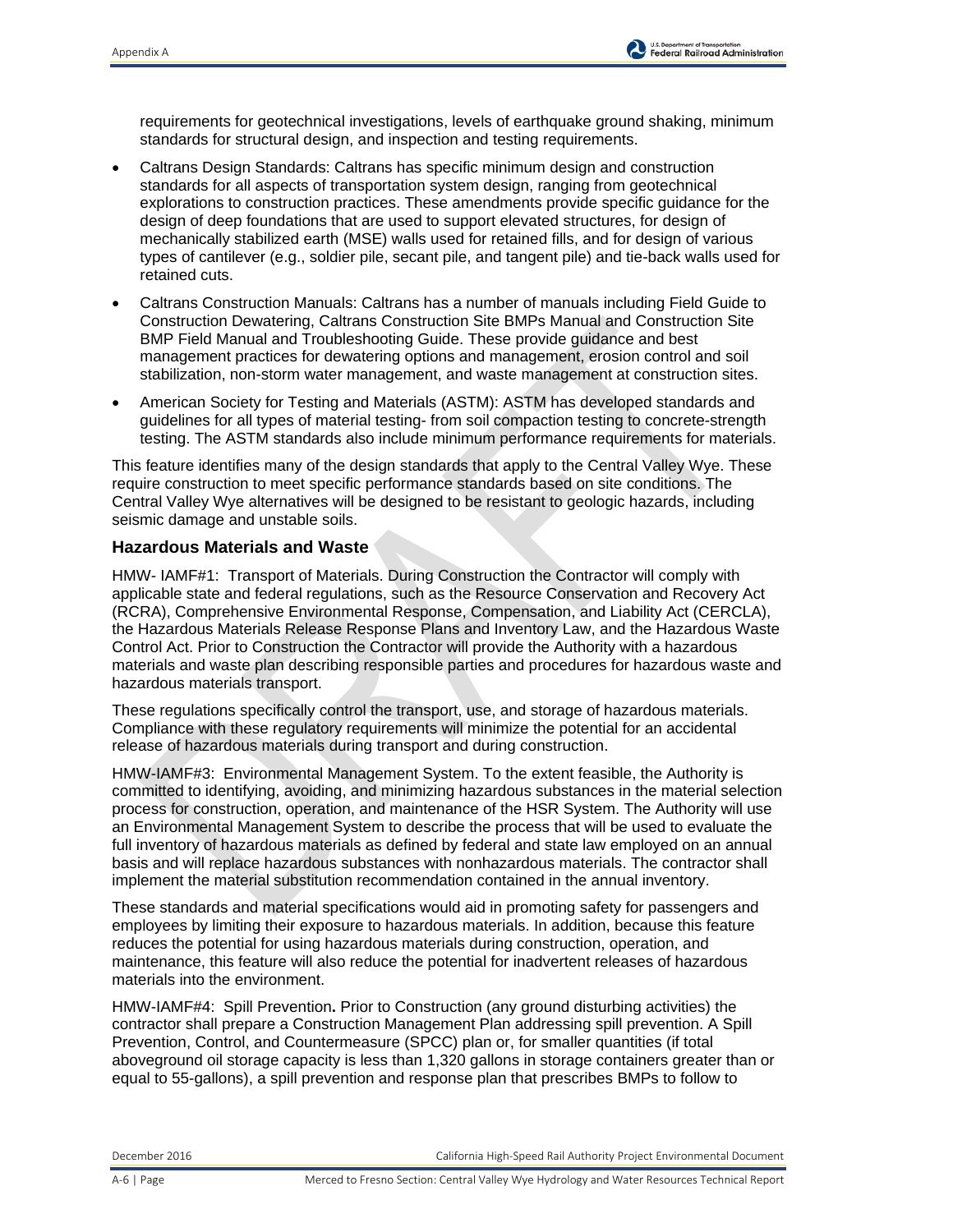requirements for geotechnical investigations, levels of earthquake ground shaking, minimum standards for structural design, and inspection and testing requirements.

- Caltrans Design Standards: Caltrans has specific minimum design and construction standards for all aspects of transportation system design, ranging from geotechnical explorations to construction practices. These amendments provide specific guidance for the design of deep foundations that are used to support elevated structures, for design of mechanically stabilized earth (MSE) walls used for retained fills, and for design of various types of cantilever (e.g., soldier pile, secant pile, and tangent pile) and tie-back walls used for retained cuts.
- Caltrans Construction Manuals: Caltrans has a number of manuals including Field Guide to Construction Dewatering, Caltrans Construction Site BMPs Manual and Construction Site BMP Field Manual and Troubleshooting Guide. These provide guidance and best management practices for dewatering options and management, erosion control and soil stabilization, non-storm water management, and waste management at construction sites.
- American Society for Testing and Materials (ASTM): ASTM has developed standards and guidelines for all types of material testing- from soil compaction testing to concrete-strength testing. The ASTM standards also include minimum performance requirements for materials.

This feature identifies many of the design standards that apply to the Central Valley Wye. These require construction to meet specific performance standards based on site conditions. The Central Valley Wye alternatives will be designed to be resistant to geologic hazards, including seismic damage and unstable soils.

### Hazardous Materials and Waste

HMW- IAMF#1: Transport of Materials. During Construction the Contractor will comply with applicable state and federal regulations, such as the Resource Conservation and Recovery Act (RCRA), Comprehensive Environmental Response, Compensation, and Liability Act (CERCLA), the Hazardous Materials Release Response Plans and Inventory Law, and the Hazardous Waste Control Act. Prior to Construction the Contractor will provide the Authority with a hazardous materials and waste plan describing responsible parties and procedures for hazardous waste and hazardous materials transport.

These regulations specifically control the transport, use, and storage of hazardous materials. Compliance with these regulatory requirements will minimize the potential for an accidental release of hazardous materials during transport and during construction.

HMW-IAMF#3: Environmental Management System. To the extent feasible, the Authority is committed to identifying, avoiding, and minimizing hazardous substances in the material selection process for construction, operation, and maintenance of the HSR System. The Authority will use an Environmental Management System to describe the process that will be used to evaluate the full inventory of hazardous materials as defined by federal and state law employed on an annual basis and will replace hazardous substances with nonhazardous materials. The contractor shall implement the material substitution recommendation contained in the annual inventory.

These standards and material specifications would aid in promoting safety for passengers and employees by limiting their exposure to hazardous materials. In addition, because this feature reduces the potential for using hazardous materials during construction, operation, and maintenance, this feature will also reduce the potential for inadvertent releases of hazardous materials into the environment.

HMW-IAMF#4: Spill Prevention**.** Prior to Construction (any ground disturbing activities) the contractor shall prepare a Construction Management Plan addressing spill prevention. A Spill Prevention, Control, and Countermeasure (SPCC) plan or, for smaller quantities (if total aboveground oil storage capacity is less than 1,320 gallons in storage containers greater than or equal to 55-gallons), a spill prevention and response plan that prescribes BMPs to follow to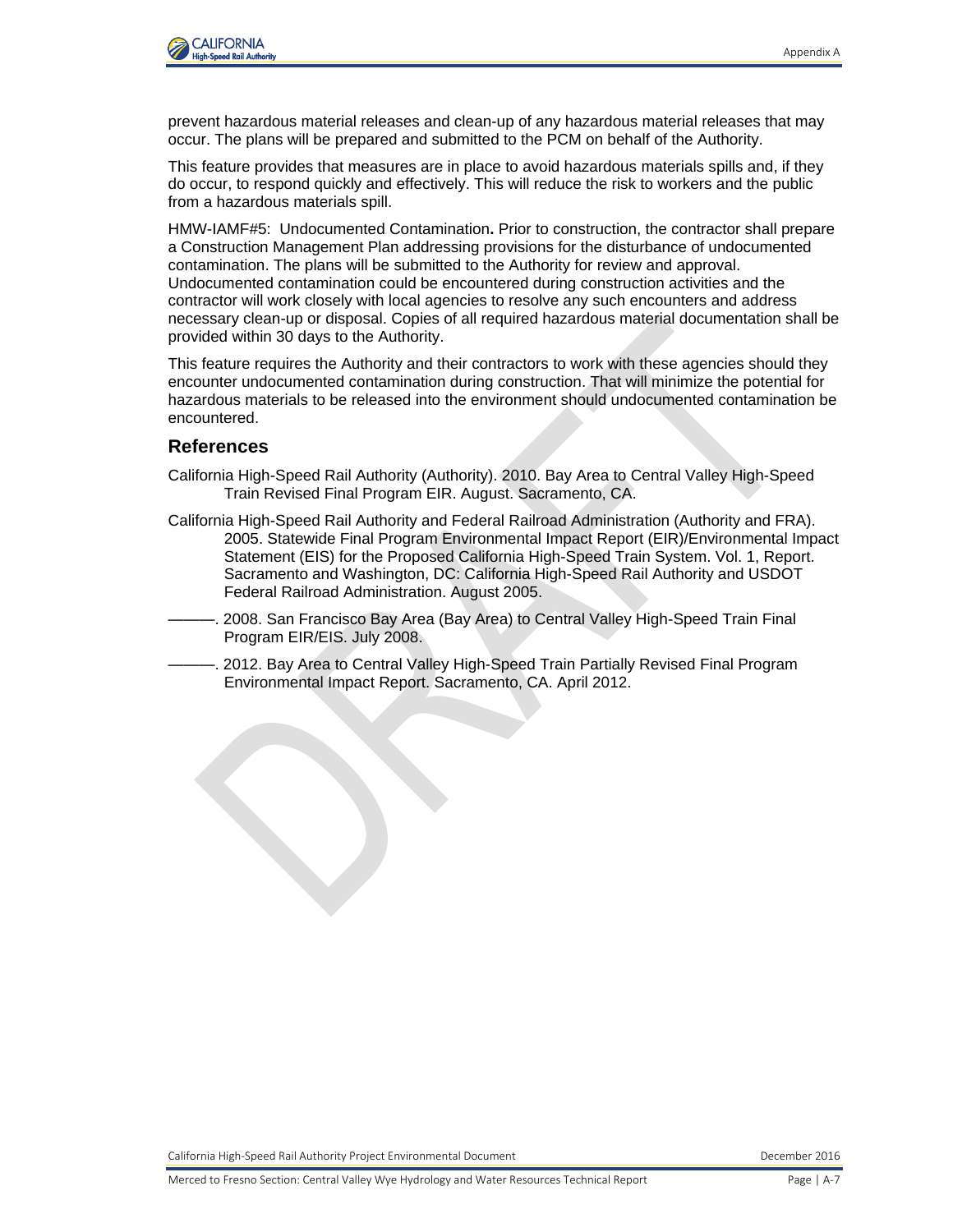prevent hazardous material releases and clean-up of any hazardous material releases that may occur. The plans will be prepared and submitted to the PCM on behalf of the Authority.

This feature provides that measures are in place to avoid hazardous materials spills and, if they do occur, to respond quickly and effectively. This will reduce the risk to workers and the public from a hazardous materials spill.

HMW-IAMF#5: Undocumented Contamination**.** Prior to construction, the contractor shall prepare a Construction Management Plan addressing provisions for the disturbance of undocumented contamination. The plans will be submitted to the Authority for review and approval. Undocumented contamination could be encountered during construction activities and the contractor will work closely with local agencies to resolve any such encounters and address necessary clean-up or disposal. Copies of all required hazardous material documentation shall be provided within 30 days to the Authority.

This feature requires the Authority and their contractors to work with these agencies should they encounter undocumented contamination during construction. That will minimize the potential for hazardous materials to be released into the environment should undocumented contamination be encountered.

## References

California High-Speed Rail Authority (Authority). 2010. Bay Area to Central Valley High-Speed Train Revised Final Program EIR. August. Sacramento, CA.

California High-Speed Rail Authority and Federal Railroad Administration (Authority and FRA). 2005. Statewide Final Program Environmental Impact Report (EIR)/Environmental Impact Statement (EIS) for the Proposed California High-Speed Train System. Vol. 1, Report. Sacramento and Washington, DC: California High-Speed Rail Authority and USDOT Federal Railroad Administration. August 2005.

———. 2008. San Francisco Bay Area (Bay Area) to Central Valley High-Speed Train Final Program EIR/EIS. July 2008.

———. 2012. Bay Area to Central Valley High-Speed Train Partially Revised Final Program Environmental Impact Report. Sacramento, CA. April 2012.